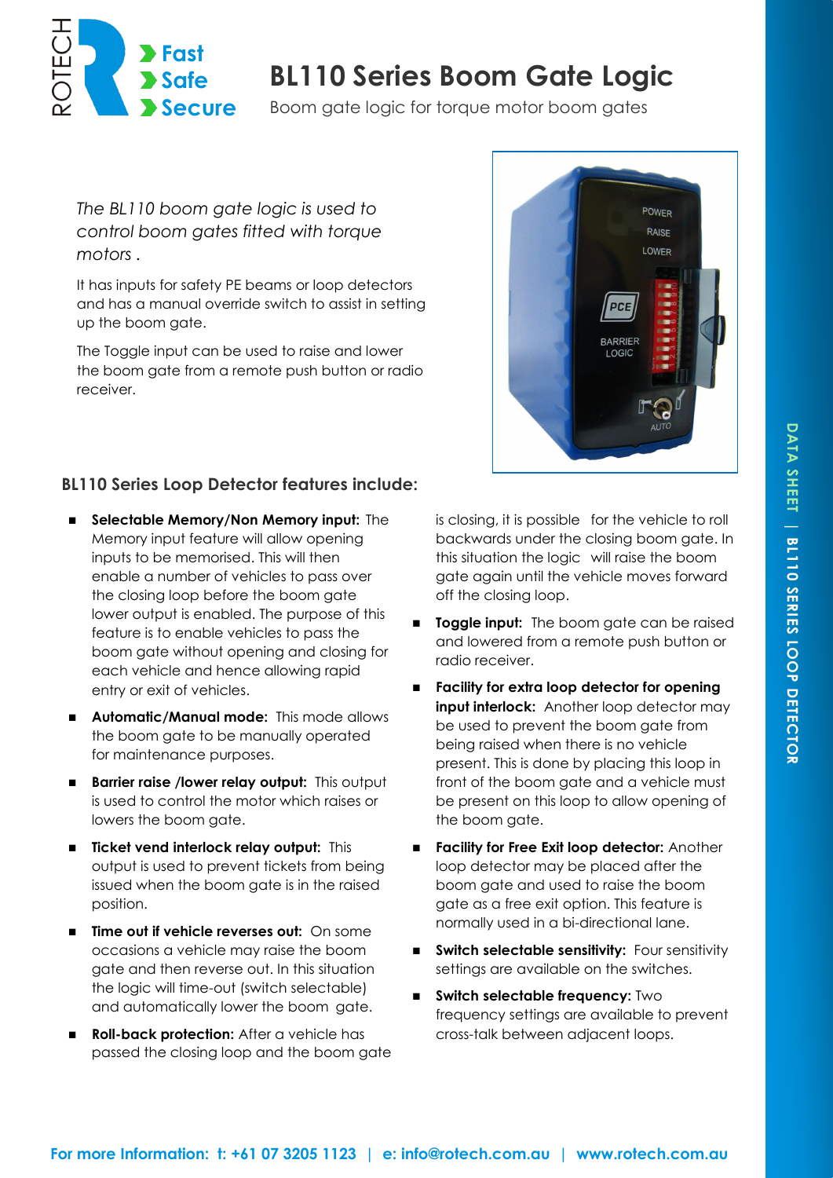# BL110 Series Boom Gate Logic

Boom gate logic for torque motor boom gates

*The BL110 boom gate logic is used to control boom gates fitted with torque motors .*

It has inputs for safety PE beams or loop detectors and has a manual override switch to assist in setting up the boom gate.

The Toggle input can be used to raise and lower the boom gate from a remote push button or radio receiver.

## BL110 Series Loop Detector features include:

- **Selectable Memory/Non Memory input:** The Memory input feature will allow opening inputs to be memorised. This will then enable a number of vehicles to pass over the closing loop before the boom gate lower output is enabled. The purpose of this feature is to enable vehicles to pass the boom gate without opening and closing for each vehicle and hence allowing rapid entry or exit of vehicles.
- **Automatic/Manual mode:** This mode allows the boom gate to be manually operated for maintenance purposes.
- **Barrier raise /lower relay output:** This output is used to control the motor which raises or lowers the boom gate.
- **Ticket vend interlock relay output:** This output is used to prevent tickets from being issued when the boom gate is in the raised position.
- **Time out if vehicle reverses out:** On some occasions a vehicle may raise the boom gate and then reverse out. In this situation the logic will time-out (switch selectable) and automatically lower the boom gate.
- **Roll-back protection:** After a vehicle has passed the closing loop and the boom gate is closing, it is possible for the vehicle to roll backwards under the closing boom gate. In this situation the logic will raise the boom gate again until the vehicle moves forward off the closing loop.
- **Toggle input:** The boom gate can be raised and lowered from a remote push button or radio receiver.
- **Facility for extra loop detector for opening input interlock:** Another loop detector may be used to prevent the boom gate from being raised when there is no vehicle present. This is done by placing this loop in front of the boom gate and a vehicle must be present on this loop to allow opening of the boom gate.
- **Facility for Free Exit loop detector:** Another loop detector may be placed after the boom gate and used to raise the boom gate as a free exit option. This feature is normally used in a bi-directional lane.
- **Switch selectable sensitivity:** Four sensitivity settings are available on the switches.
- **Switch selectable frequency:** Two frequency settings are available to prevent cross-talk between adjacent loops.

For more Information: t: +61 07 3205 1123 | e: info@rotech.com.au | www.rotech.com.au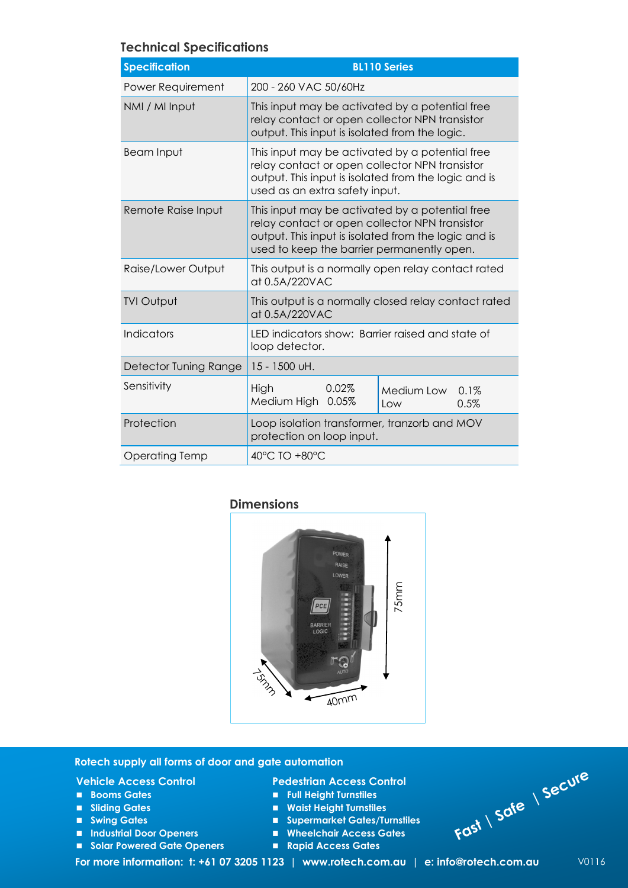## Technical Specifications

| Specification | BL110 Series | |
|---|---|---|
| Power Requirement | 200 - 260 VAC 50/60Hz | |
| NMI / MI Input | This input may be activated by a potential free relay contact or open collector NPN transistor output. This input is isolated from the logic. | |
| Beam Input | This input may be activated by a potential free relay contact or open collector NPN transistor output. This input is isolated from the logic and is used as an extra safety input. | |
| Remote Raise Input | This input may be activated by a potential free relay contact or open collector NPN transistor output. This input is isolated from the logic and is used to keep the barrier permanently open. | |
| Raise/Lower Output | This output is a normally open relay contact rated at 0.5A/220VAC | |
| TVI Output | This output is a normally closed relay contact rated at 0.5A/220VAC | |
| Indicators | LED indicators show: Barrier raised and state of loop detector. | |
| Detector Tuning Range | 15 - 1500 uH. | |
| Sensitivity | High 0.02%<br>Medium High 0.05% | Medium Low 0.1%<br>Low 0.5% |
| Protection | Loop isolation transformer, tranzorb and MOV protection on loop input. | |
| Operating Temp | 40°C TO +80°C | |

## Dimensions

POWER
RAISE
LOWER
PCE
BARRIER LOGIC
AUTO
75mm
75mm
40mm

**Rotech supply all forms of door and gate automation**

**Vehicle Access Control**
- Booms Gates
- Sliding Gates
- Swing Gates
- Industrial Door Openers
- Solar Powered Gate Openers

**Pedestrian Access Control**
- Full Height Turnstiles
- Waist Height Turnstiles
- Supermarket Gates/Turnstiles
- Wheelchair Access Gates
- Rapid Access Gates

Fast | Safe | Secure

**For more information: t: +61 07 3205 1123 | www.rotech.com.au | e: info@rotech.com.au**

V0116